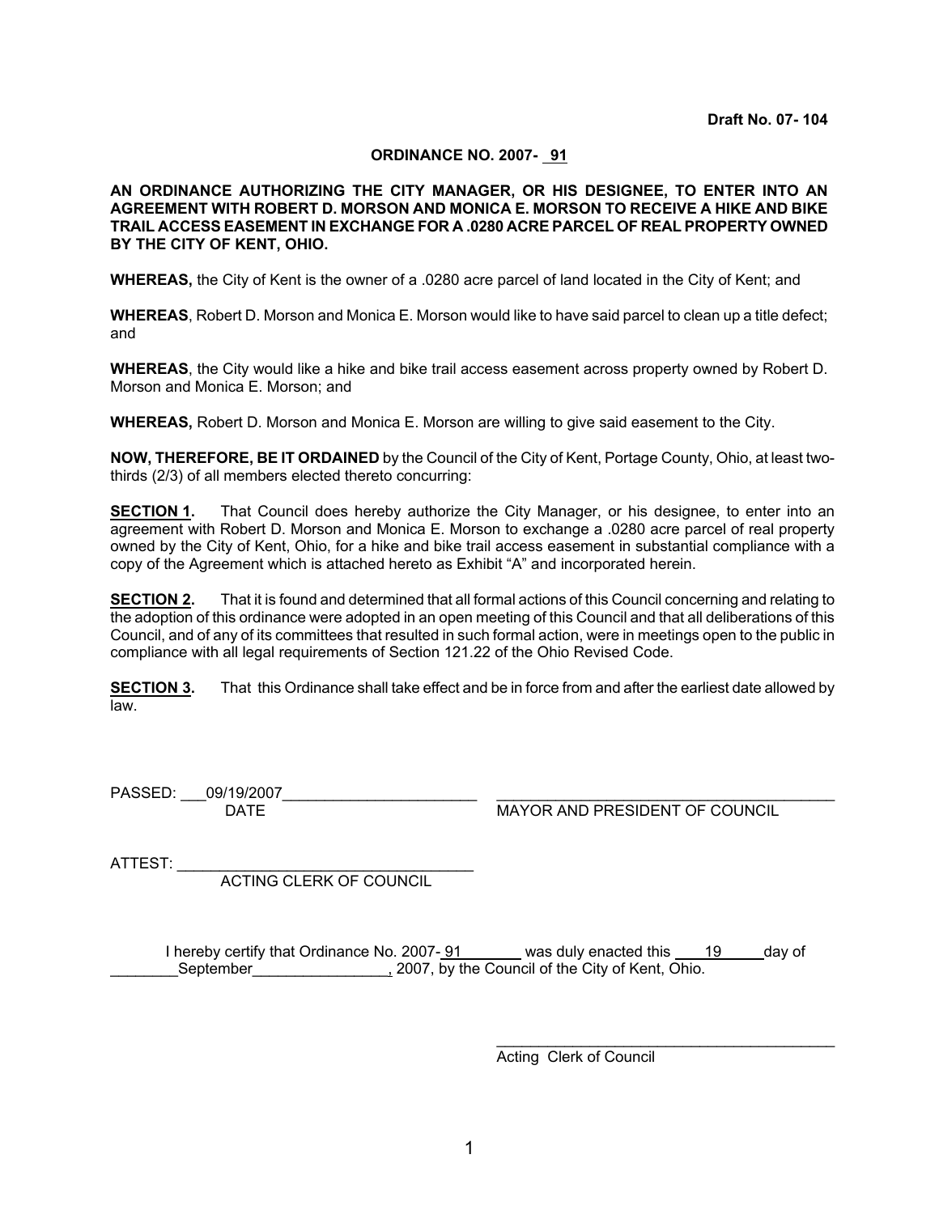**Draft No. 07- 104**

**ORDINANCE NO. 2007- 91**

**AN ORDINANCE AUTHORIZING THE CITY MANAGER, OR HIS DESIGNEE, TO ENTER INTO AN AGREEMENT WITH ROBERT D. MORSON AND MONICA E. MORSON TO RECEIVE A HIKE AND BIKE TRAIL ACCESS EASEMENT IN EXCHANGE FOR A .0280 ACRE PARCEL OF REAL PROPERTY OWNED BY THE CITY OF KENT, OHIO.**

**WHEREAS,** the City of Kent is the owner of a .0280 acre parcel of land located in the City of Kent; and

**WHEREAS**, Robert D. Morson and Monica E. Morson would like to have said parcel to clean up a title defect; and

**WHEREAS**, the City would like a hike and bike trail access easement across property owned by Robert D. Morson and Monica E. Morson; and

**WHEREAS,** Robert D. Morson and Monica E. Morson are willing to give said easement to the City.

**NOW, THEREFORE, BE IT ORDAINED** by the Council of the City of Kent, Portage County, Ohio, at least two-thirds (2/3) of all members elected thereto concurring:

**SECTION 1.** That Council does hereby authorize the City Manager, or his designee, to enter into an agreement with Robert D. Morson and Monica E. Morson to exchange a .0280 acre parcel of real property owned by the City of Kent, Ohio, for a hike and bike trail access easement in substantial compliance with a copy of the Agreement which is attached hereto as Exhibit "A" and incorporated herein.

**SECTION 2.** That it is found and determined that all formal actions of this Council concerning and relating to the adoption of this ordinance were adopted in an open meeting of this Council and that all deliberations of this Council, and of any of its committees that resulted in such formal action, were in meetings open to the public in compliance with all legal requirements of Section 121.22 of the Ohio Revised Code.

**SECTION 3.** That this Ordinance shall take effect and be in force from and after the earliest date allowed by law.

PASSED: 09/19/2007 ______________________
DATE

______________________
MAYOR AND PRESIDENT OF COUNCIL

ATTEST: ______________________
ACTING CLERK OF COUNCIL

I hereby certify that Ordinance No. 2007- 91 was duly enacted this 19 day of September, 2007, by the Council of the City of Kent, Ohio.

______________________
Acting Clerk of Council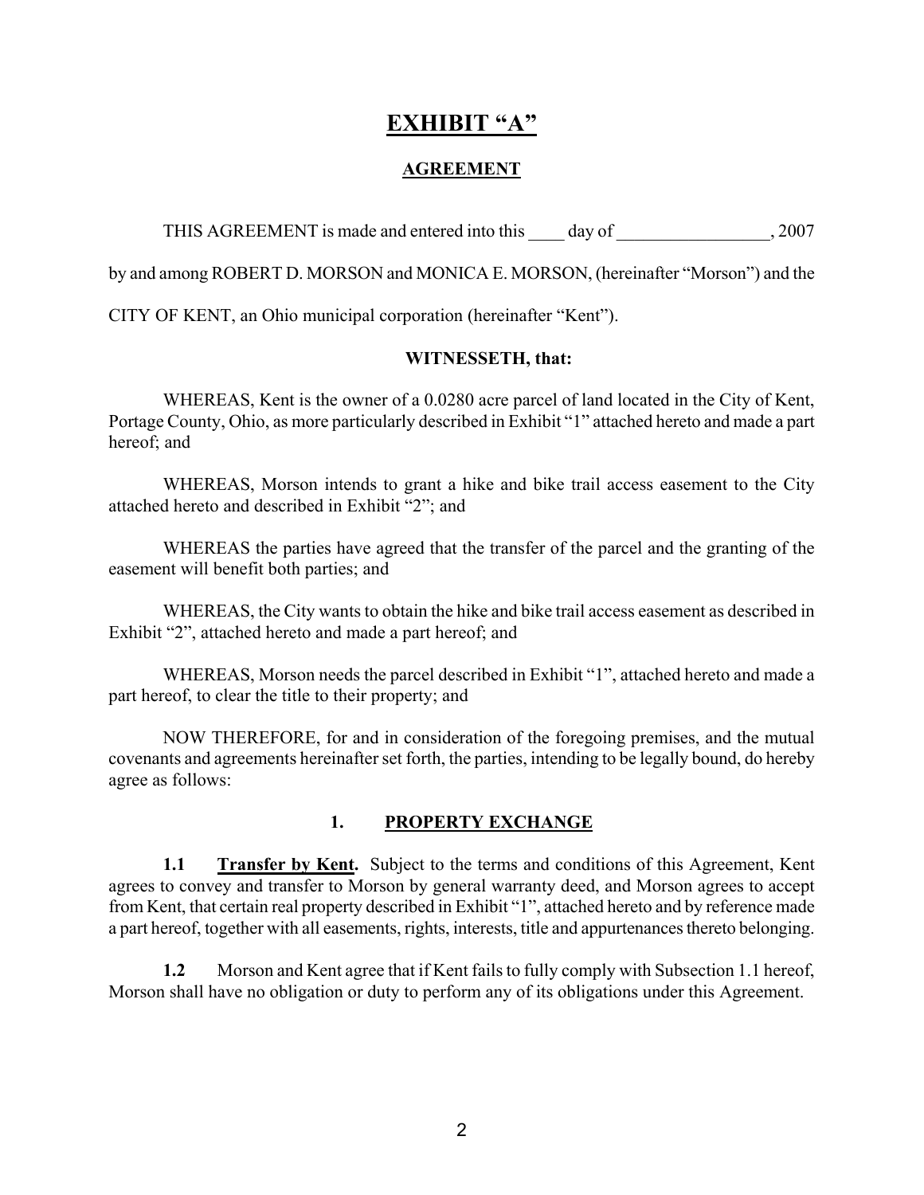# EXHIBIT "A"

## AGREEMENT

THIS AGREEMENT is made and entered into this ____ day of _________________, 2007 by and among ROBERT D. MORSON and MONICA E. MORSON, (hereinafter "Morson") and the CITY OF KENT, an Ohio municipal corporation (hereinafter "Kent").

**WITNESSETH, that:**

WHEREAS, Kent is the owner of a 0.0280 acre parcel of land located in the City of Kent, Portage County, Ohio, as more particularly described in Exhibit "1" attached hereto and made a part hereof; and

WHEREAS, Morson intends to grant a hike and bike trail access easement to the City attached hereto and described in Exhibit "2"; and

WHEREAS the parties have agreed that the transfer of the parcel and the granting of the easement will benefit both parties; and

WHEREAS, the City wants to obtain the hike and bike trail access easement as described in Exhibit "2", attached hereto and made a part hereof; and

WHEREAS, Morson needs the parcel described in Exhibit "1", attached hereto and made a part hereof, to clear the title to their property; and

NOW THEREFORE, for and in consideration of the foregoing premises, and the mutual covenants and agreements hereinafter set forth, the parties, intending to be legally bound, do hereby agree as follows:

### 1. PROPERTY EXCHANGE

**1.1 Transfer by Kent.** Subject to the terms and conditions of this Agreement, Kent agrees to convey and transfer to Morson by general warranty deed, and Morson agrees to accept from Kent, that certain real property described in Exhibit "1", attached hereto and by reference made a part hereof, together with all easements, rights, interests, title and appurtenances thereto belonging.

**1.2** Morson and Kent agree that if Kent fails to fully comply with Subsection 1.1 hereof, Morson shall have no obligation or duty to perform any of its obligations under this Agreement.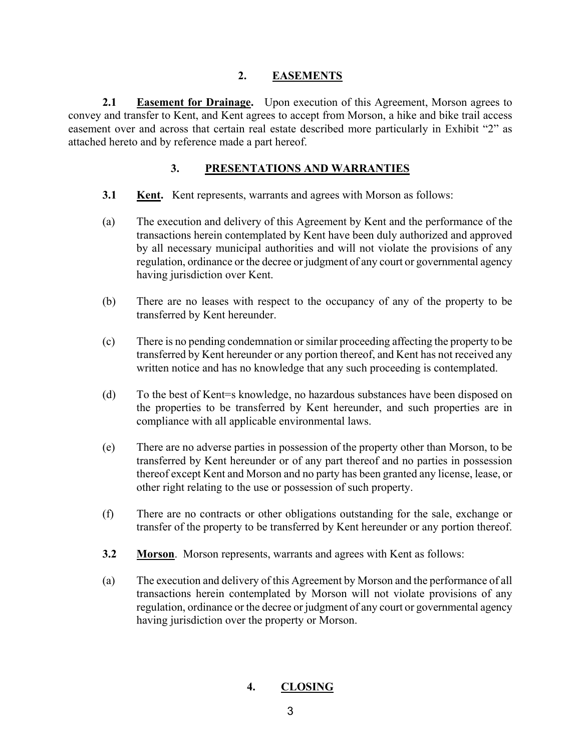## 2. EASEMENTS

**2.1 Easement for Drainage.** Upon execution of this Agreement, Morson agrees to convey and transfer to Kent, and Kent agrees to accept from Morson, a hike and bike trail access easement over and across that certain real estate described more particularly in Exhibit "2" as attached hereto and by reference made a part hereof.

## 3. PRESENTATIONS AND WARRANTIES

**3.1 Kent.** Kent represents, warrants and agrees with Morson as follows:

(a) The execution and delivery of this Agreement by Kent and the performance of the transactions herein contemplated by Kent have been duly authorized and approved by all necessary municipal authorities and will not violate the provisions of any regulation, ordinance or the decree or judgment of any court or governmental agency having jurisdiction over Kent.

(b) There are no leases with respect to the occupancy of any of the property to be transferred by Kent hereunder.

(c) There is no pending condemnation or similar proceeding affecting the property to be transferred by Kent hereunder or any portion thereof, and Kent has not received any written notice and has no knowledge that any such proceeding is contemplated.

(d) To the best of Kent=s knowledge, no hazardous substances have been disposed on the properties to be transferred by Kent hereunder, and such properties are in compliance with all applicable environmental laws.

(e) There are no adverse parties in possession of the property other than Morson, to be transferred by Kent hereunder or of any part thereof and no parties in possession thereof except Kent and Morson and no party has been granted any license, lease, or other right relating to the use or possession of such property.

(f) There are no contracts or other obligations outstanding for the sale, exchange or transfer of the property to be transferred by Kent hereunder or any portion thereof.

**3.2 Morson**. Morson represents, warrants and agrees with Kent as follows:

(a) The execution and delivery of this Agreement by Morson and the performance of all transactions herein contemplated by Morson will not violate provisions of any regulation, ordinance or the decree or judgment of any court or governmental agency having jurisdiction over the property or Morson.

## 4. CLOSING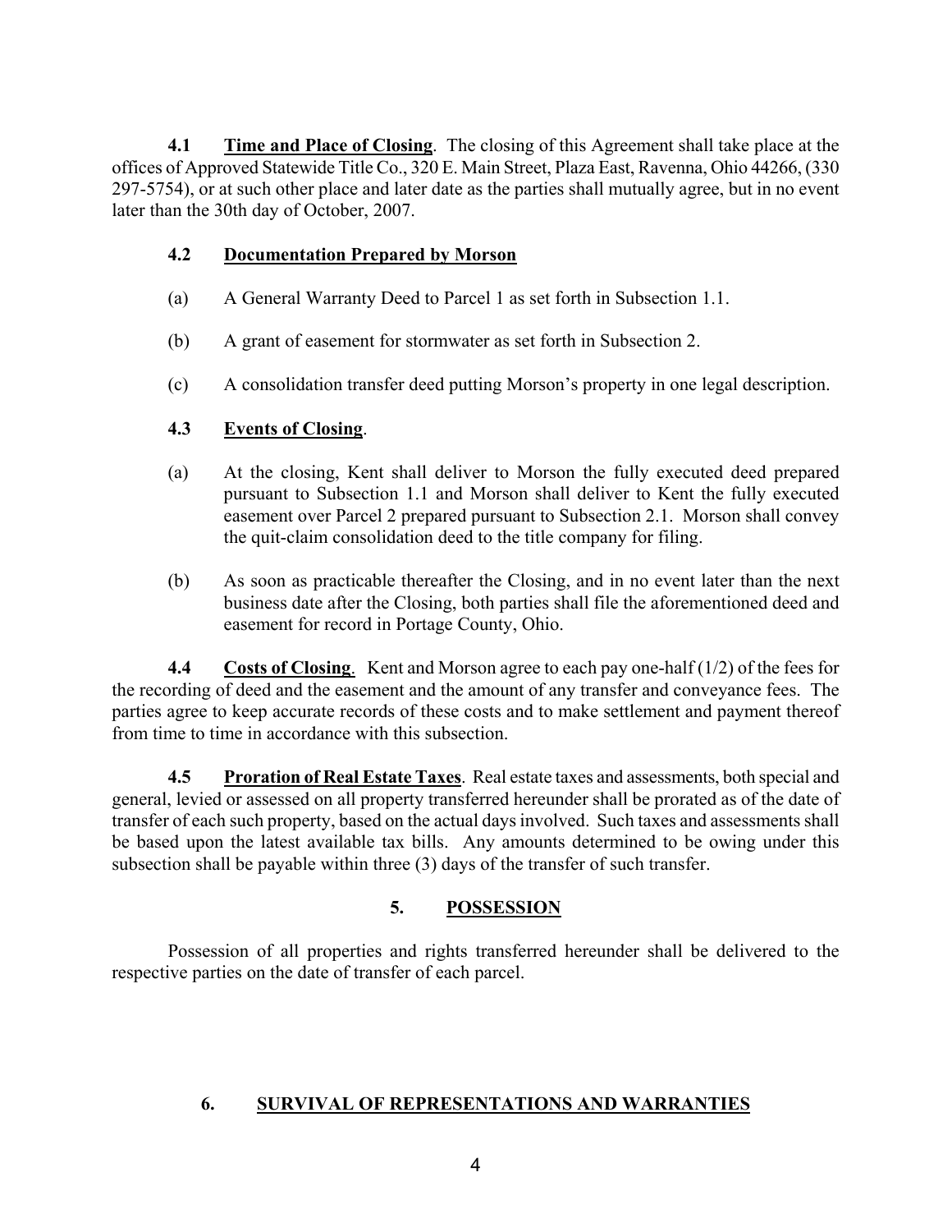**4.1 <u>Time and Place of Closing</u>**. The closing of this Agreement shall take place at the offices of Approved Statewide Title Co., 320 E. Main Street, Plaza East, Ravenna, Ohio 44266, (330 297-5754), or at such other place and later date as the parties shall mutually agree, but in no event later than the 30th day of October, 2007.

**4.2 <u>Documentation Prepared by Morson</u>**

(a) A General Warranty Deed to Parcel 1 as set forth in Subsection 1.1.

(b) A grant of easement for stormwater as set forth in Subsection 2.

(c) A consolidation transfer deed putting Morson's property in one legal description.

**4.3 <u>Events of Closing</u>**.

(a) At the closing, Kent shall deliver to Morson the fully executed deed prepared pursuant to Subsection 1.1 and Morson shall deliver to Kent the fully executed easement over Parcel 2 prepared pursuant to Subsection 2.1. Morson shall convey the quit-claim consolidation deed to the title company for filing.

(b) As soon as practicable thereafter the Closing, and in no event later than the next business date after the Closing, both parties shall file the aforementioned deed and easement for record in Portage County, Ohio.

**4.4 <u>Costs of Closing</u>**. Kent and Morson agree to each pay one-half (1/2) of the fees for the recording of deed and the easement and the amount of any transfer and conveyance fees. The parties agree to keep accurate records of these costs and to make settlement and payment thereof from time to time in accordance with this subsection.

**4.5 <u>Proration of Real Estate Taxes</u>**. Real estate taxes and assessments, both special and general, levied or assessed on all property transferred hereunder shall be prorated as of the date of transfer of each such property, based on the actual days involved. Such taxes and assessments shall be based upon the latest available tax bills. Any amounts determined to be owing under this subsection shall be payable within three (3) days of the transfer of such transfer.

## 5. <u>POSSESSION</u>

Possession of all properties and rights transferred hereunder shall be delivered to the respective parties on the date of transfer of each parcel.

## 6. <u>SURVIVAL OF REPRESENTATIONS AND WARRANTIES</u>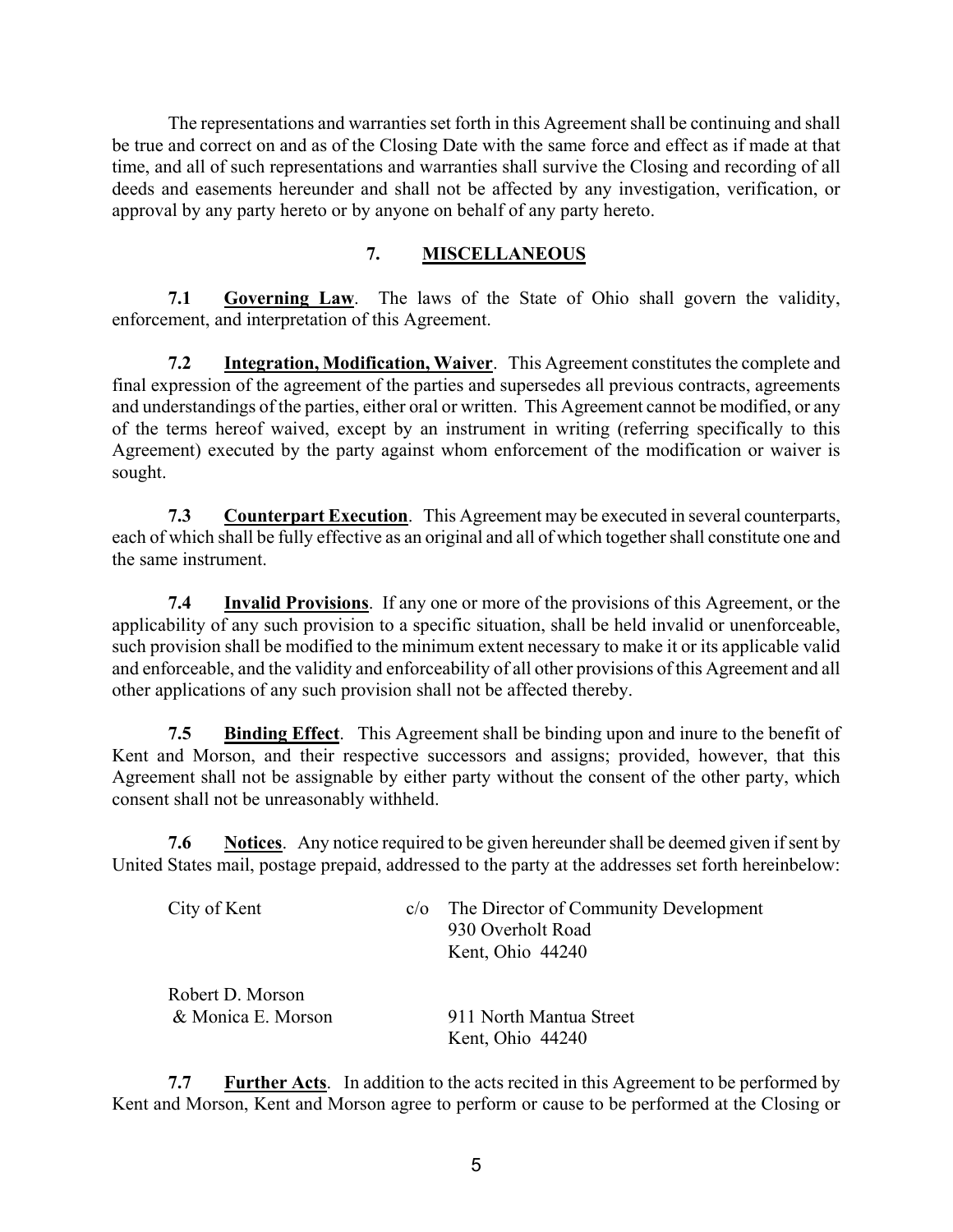The representations and warranties set forth in this Agreement shall be continuing and shall be true and correct on and as of the Closing Date with the same force and effect as if made at that time, and all of such representations and warranties shall survive the Closing and recording of all deeds and easements hereunder and shall not be affected by any investigation, verification, or approval by any party hereto or by anyone on behalf of any party hereto.

## 7. MISCELLANEOUS

**7.1 Governing Law**. The laws of the State of Ohio shall govern the validity, enforcement, and interpretation of this Agreement.

**7.2 Integration, Modification, Waiver**. This Agreement constitutes the complete and final expression of the agreement of the parties and supersedes all previous contracts, agreements and understandings of the parties, either oral or written. This Agreement cannot be modified, or any of the terms hereof waived, except by an instrument in writing (referring specifically to this Agreement) executed by the party against whom enforcement of the modification or waiver is sought.

**7.3 Counterpart Execution**. This Agreement may be executed in several counterparts, each of which shall be fully effective as an original and all of which together shall constitute one and the same instrument.

**7.4 Invalid Provisions**. If any one or more of the provisions of this Agreement, or the applicability of any such provision to a specific situation, shall be held invalid or unenforceable, such provision shall be modified to the minimum extent necessary to make it or its applicable valid and enforceable, and the validity and enforceability of all other provisions of this Agreement and all other applications of any such provision shall not be affected thereby.

**7.5 Binding Effect**. This Agreement shall be binding upon and inure to the benefit of Kent and Morson, and their respective successors and assigns; provided, however, that this Agreement shall not be assignable by either party without the consent of the other party, which consent shall not be unreasonably withheld.

**7.6 Notices**. Any notice required to be given hereunder shall be deemed given if sent by United States mail, postage prepaid, addressed to the party at the addresses set forth hereinbelow:

City of Kent c/o The Director of Community Development
930 Overholt Road
Kent, Ohio 44240

Robert D. Morson
& Monica E. Morson
911 North Mantua Street
Kent, Ohio 44240

**7.7 Further Acts**. In addition to the acts recited in this Agreement to be performed by Kent and Morson, Kent and Morson agree to perform or cause to be performed at the Closing or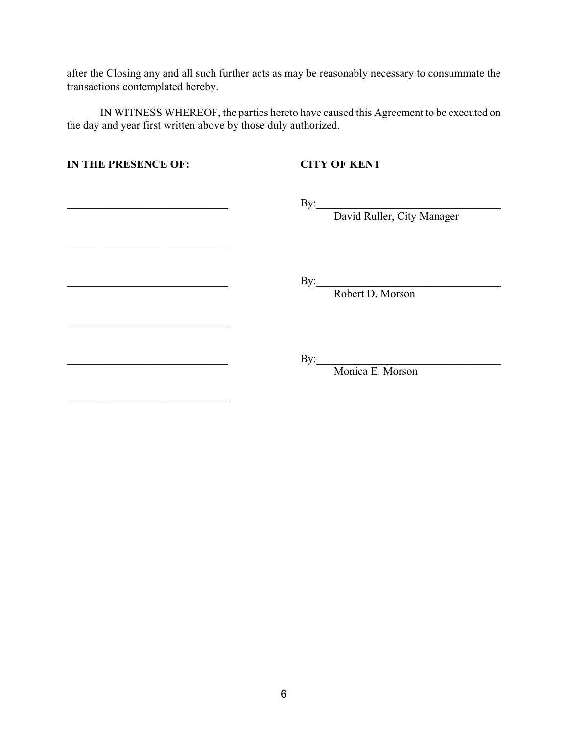after the Closing any and all such further acts as may be reasonably necessary to consummate the transactions contemplated hereby.

IN WITNESS WHEREOF, the parties hereto have caused this Agreement to be executed on the day and year first written above by those duly authorized.

| **IN THE PRESENCE OF:** | **CITY OF KENT** |
| --- | --- |
| ______________________________ | By:________________________________ |
| | David Ruller, City Manager |
| ______________________________ | |
| ______________________________ | By:________________________________ |
| | Robert D. Morson |
| ______________________________ | |
| ______________________________ | By:________________________________ |
| | Monica E. Morson |
| ______________________________ | |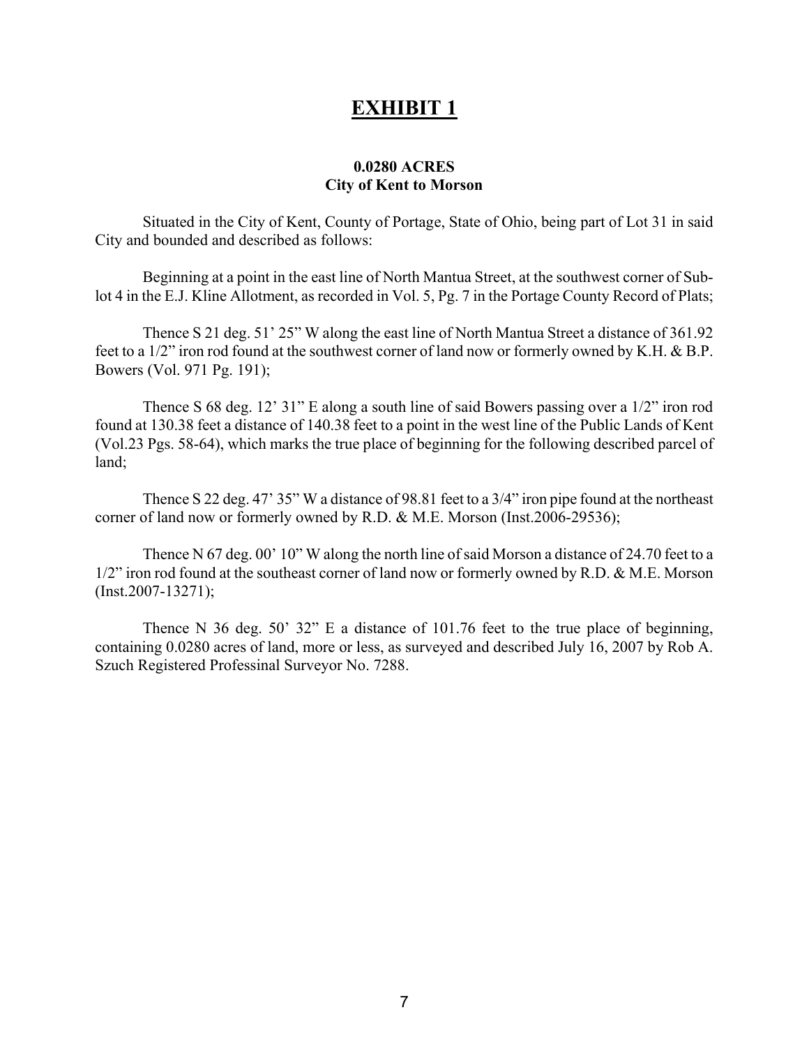# EXHIBIT 1

**0.0280 ACRES**
**City of Kent to Morson**

Situated in the City of Kent, County of Portage, State of Ohio, being part of Lot 31 in said City and bounded and described as follows:

Beginning at a point in the east line of North Mantua Street, at the southwest corner of Sub-lot 4 in the E.J. Kline Allotment, as recorded in Vol. 5, Pg. 7 in the Portage County Record of Plats;

Thence S 21 deg. 51' 25" W along the east line of North Mantua Street a distance of 361.92 feet to a 1/2" iron rod found at the southwest corner of land now or formerly owned by K.H. & B.P. Bowers (Vol. 971 Pg. 191);

Thence S 68 deg. 12' 31" E along a south line of said Bowers passing over a 1/2" iron rod found at 130.38 feet a distance of 140.38 feet to a point in the west line of the Public Lands of Kent (Vol.23 Pgs. 58-64), which marks the true place of beginning for the following described parcel of land;

Thence S 22 deg. 47' 35" W a distance of 98.81 feet to a 3/4" iron pipe found at the northeast corner of land now or formerly owned by R.D. & M.E. Morson (Inst.2006-29536);

Thence N 67 deg. 00' 10" W along the north line of said Morson a distance of 24.70 feet to a 1/2" iron rod found at the southeast corner of land now or formerly owned by R.D. & M.E. Morson (Inst.2007-13271);

Thence N 36 deg. 50' 32" E a distance of 101.76 feet to the true place of beginning, containing 0.0280 acres of land, more or less, as surveyed and described July 16, 2007 by Rob A. Szuch Registered Professinal Surveyor No. 7288.